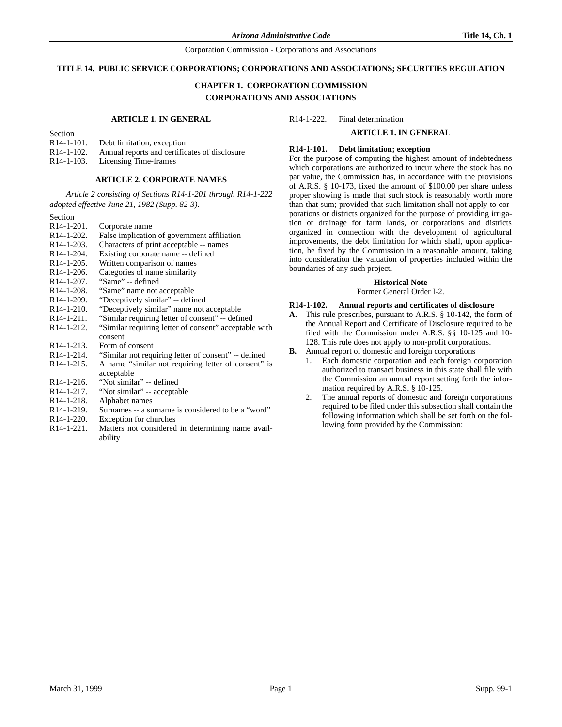# TITLE 14. PUBLIC SERVICE CORPORATIONS; CORPORATIONS AND ASSOCIATIONS; SECURITIES REGULATION

## CHAPTER 1. CORPORATION COMMISSION
## CORPORATIONS AND ASSOCIATIONS

### ARTICLE 1. IN GENERAL

Section
R14-1-101. Debt limitation; exception
R14-1-102. Annual reports and certificates of disclosure
R14-1-103. Licensing Time-frames

### ARTICLE 2. CORPORATE NAMES

*Article 2 consisting of Sections R14-1-201 through R14-1-222 adopted effective June 21, 1982 (Supp. 82-3).*

Section
R14-1-201. Corporate name
R14-1-202. False implication of government affiliation
R14-1-203. Characters of print acceptable -- names
R14-1-204. Existing corporate name -- defined
R14-1-205. Written comparison of names
R14-1-206. Categories of name similarity
R14-1-207. "Same" -- defined
R14-1-208. "Same" name not acceptable
R14-1-209. "Deceptively similar" -- defined
R14-1-210. "Deceptively similar" name not acceptable
R14-1-211. "Similar requiring letter of consent" -- defined
R14-1-212. "Similar requiring letter of consent" acceptable with consent
R14-1-213. Form of consent
R14-1-214. "Similar not requiring letter of consent" -- defined
R14-1-215. A name "similar not requiring letter of consent" is acceptable
R14-1-216. "Not similar" -- defined
R14-1-217. "Not similar" -- acceptable
R14-1-218. Alphabet names
R14-1-219. Surnames -- a surname is considered to be a "word"
R14-1-220. Exception for churches
R14-1-221. Matters not considered in determining name availability
R14-1-222. Final determination

### ARTICLE 1. IN GENERAL

**R14-1-101. Debt limitation; exception**

For the purpose of computing the highest amount of indebtedness which corporations are authorized to incur where the stock has no par value, the Commission has, in accordance with the provisions of A.R.S. § 10-173, fixed the amount of $100.00 per share unless proper showing is made that such stock is reasonably worth more than that sum; provided that such limitation shall not apply to corporations or districts organized for the purpose of providing irrigation or drainage for farm lands, or corporations and districts organized in connection with the development of agricultural improvements, the debt limitation for which shall, upon application, be fixed by the Commission in a reasonable amount, taking into consideration the valuation of properties included within the boundaries of any such project.

**Historical Note**

Former General Order I-2.

**R14-1-102. Annual reports and certificates of disclosure**

**A.** This rule prescribes, pursuant to A.R.S. § 10-142, the form of the Annual Report and Certificate of Disclosure required to be filed with the Commission under A.R.S. §§ 10-125 and 10-128. This rule does not apply to non-profit corporations.

**B.** Annual report of domestic and foreign corporations

1. Each domestic corporation and each foreign corporation authorized to transact business in this state shall file with the Commission an annual report setting forth the information required by A.R.S. § 10-125.
2. The annual reports of domestic and foreign corporations required to be filed under this subsection shall contain the following information which shall be set forth on the following form provided by the Commission: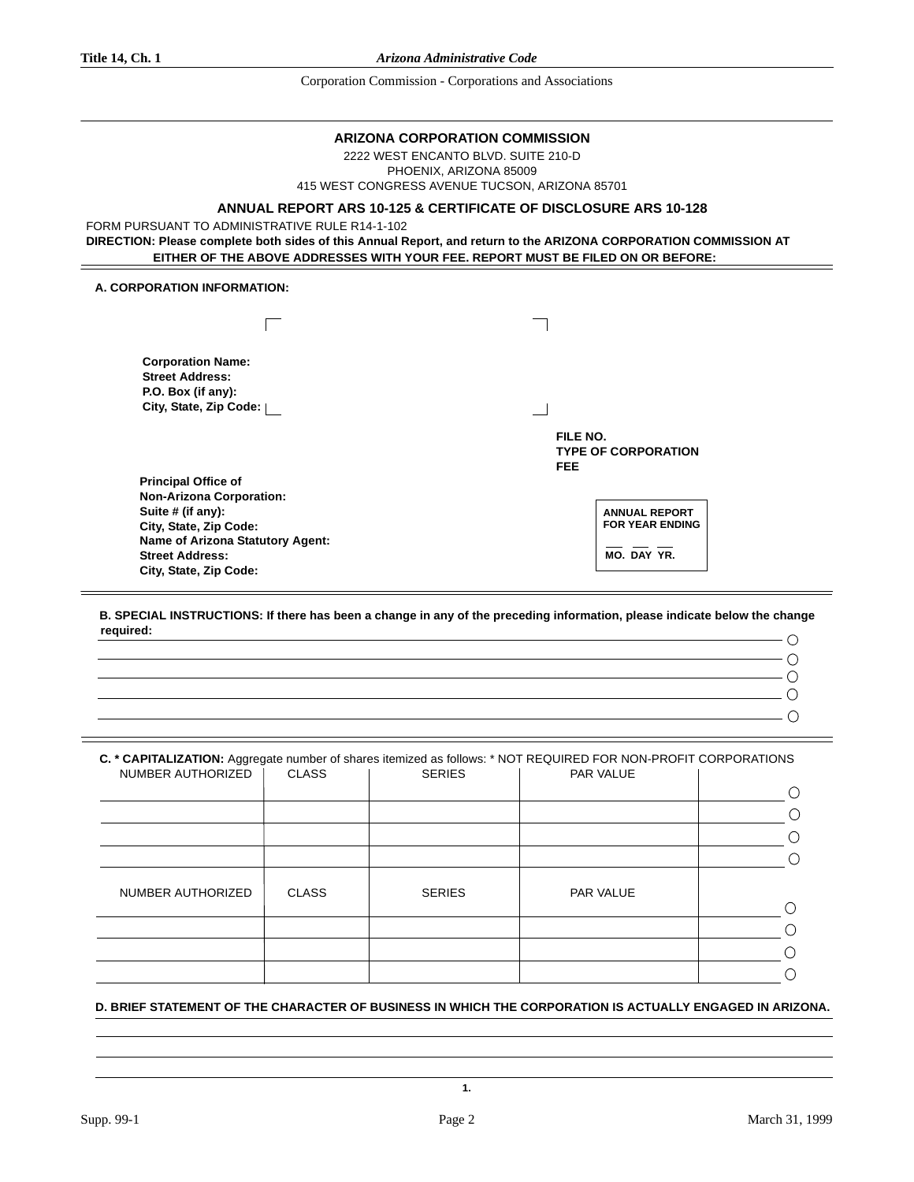## ARIZONA CORPORATION COMMISSION

2222 WEST ENCANTO BLVD. SUITE 210-D
PHOENIX, ARIZONA 85009
415 WEST CONGRESS AVENUE TUCSON, ARIZONA 85701

### ANNUAL REPORT ARS 10-125 & CERTIFICATE OF DISCLOSURE ARS 10-128

FORM PURSUANT TO ADMINISTRATIVE RULE R14-1-102

**DIRECTION: Please complete both sides of this Annual Report, and return to the ARIZONA CORPORATION COMMISSION AT EITHER OF THE ABOVE ADDRESSES WITH YOUR FEE. REPORT MUST BE FILED ON OR BEFORE:**

**A. CORPORATION INFORMATION:**

**Corporation Name:**
**Street Address:**
**P.O. Box (if any):**
**City, State, Zip Code:**

**FILE NO.**
**TYPE OF CORPORATION**
**FEE**

**Principal Office of Non-Arizona Corporation:**
**Suite # (if any):**
**City, State, Zip Code:**
**Name of Arizona Statutory Agent:**
**Street Address:**
**City, State, Zip Code:**

**ANNUAL REPORT FOR YEAR ENDING**
___ ___ ___
**MO. DAY YR.**

**B. SPECIAL INSTRUCTIONS: If there has been a change in any of the preceding information, please indicate below the change required:**

______________________________________________ ○
______________________________________________ ○
______________________________________________ ○
______________________________________________ ○
______________________________________________ ○

**C. * CAPITALIZATION:** Aggregate number of shares itemized as follows: * NOT REQUIRED FOR NON-PROFIT CORPORATIONS

| NUMBER AUTHORIZED | CLASS | SERIES | PAR VALUE | |
|---|---|---|---|---|
| | | | | ○ |
| | | | | ○ |
| | | | | ○ |
| | | | | ○ |

| NUMBER AUTHORIZED | CLASS | SERIES | PAR VALUE | |
|---|---|---|---|---|
| | | | | ○ |
| | | | | ○ |
| | | | | ○ |
| | | | | ○ |

**D. BRIEF STATEMENT OF THE CHARACTER OF BUSINESS IN WHICH THE CORPORATION IS ACTUALLY ENGAGED IN ARIZONA.**

______________________________________________
______________________________________________
______________________________________________

1.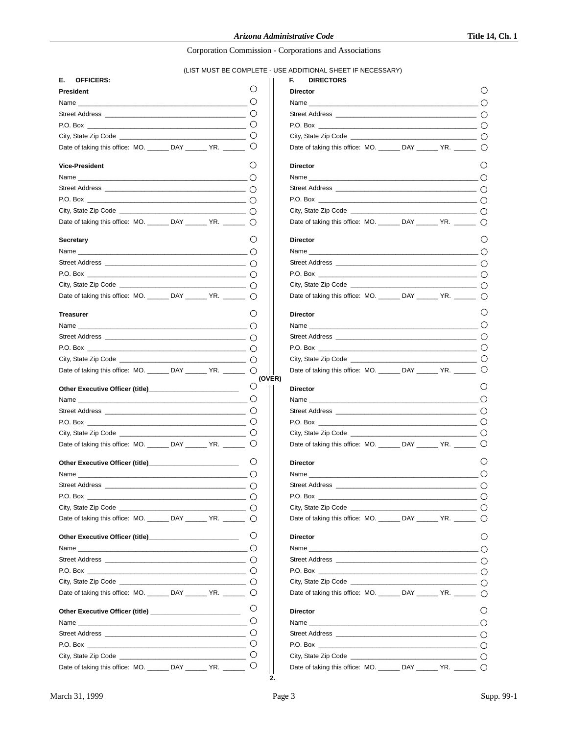(LIST MUST BE COMPLETE - USE ADDITIONAL SHEET IF NECESSARY)

**E. OFFICERS:**

**President**

Name ______________________________________________

Street Address ______________________________________

P.O. Box __________________________________________

City, State Zip Code _________________________________

Date of taking this office: MO. ______ DAY ______ YR. ______

**Vice-President**

Name ______________________________________________

Street Address ______________________________________

P.O. Box __________________________________________

City, State Zip Code _________________________________

Date of taking this office: MO. ______ DAY ______ YR. ______

**Secretary**

Name ______________________________________________

Street Address ______________________________________

P.O. Box __________________________________________

City, State Zip Code _________________________________

Date of taking this office: MO. ______ DAY ______ YR. ______

**Treasurer**

Name ______________________________________________

Street Address ______________________________________

P.O. Box __________________________________________

City, State Zip Code _________________________________

Date of taking this office: MO. ______ DAY ______ YR. ______

**Other Executive Officer (title)**________________________

Name ______________________________________________

Street Address ______________________________________

P.O. Box __________________________________________

City, State Zip Code _________________________________

Date of taking this office: MO. ______ DAY ______ YR. ______

**Other Executive Officer (title)**________________________

Name ______________________________________________

Street Address ______________________________________

P.O. Box __________________________________________

City, State Zip Code _________________________________

Date of taking this office: MO. ______ DAY ______ YR. ______

**Other Executive Officer (title)**________________________

Name ______________________________________________

Street Address ______________________________________

P.O. Box __________________________________________

City, State Zip Code _________________________________

Date of taking this office: MO. ______ DAY ______ YR. ______

**Other Executive Officer (title)** ________________________

Name ______________________________________________

Street Address ______________________________________

P.O. Box __________________________________________

City, State Zip Code _________________________________

Date of taking this office: MO. ______ DAY ______ YR. ______

**F. DIRECTORS**

**Director**

Name ______________________________________________

Street Address ______________________________________

P.O. Box __________________________________________

City, State Zip Code _________________________________

Date of taking this office: MO. ______ DAY ______ YR. ______

**Director**

Name ______________________________________________

Street Address ______________________________________

P.O. Box __________________________________________

City, State Zip Code _________________________________

Date of taking this office: MO. ______ DAY ______ YR. ______

**Director**

Name ______________________________________________

Street Address ______________________________________

P.O. Box __________________________________________

City, State Zip Code _________________________________

Date of taking this office: MO. ______ DAY ______ YR. ______

**Director**

Name ______________________________________________

Street Address ______________________________________

P.O. Box __________________________________________

City, State Zip Code _________________________________

Date of taking this office: MO. ______ DAY ______ YR. ______

**Director**

Name ______________________________________________

Street Address ______________________________________

P.O. Box __________________________________________

City, State Zip Code _________________________________

Date of taking this office: MO. ______ DAY ______ YR. ______

**Director**

Name ______________________________________________

Street Address ______________________________________

P.O. Box __________________________________________

City, State Zip Code _________________________________

Date of taking this office: MO. ______ DAY ______ YR. ______

**Director**

Name ______________________________________________

Street Address ______________________________________

P.O. Box __________________________________________

City, State Zip Code _________________________________

Date of taking this office: MO. ______ DAY ______ YR. ______

**Director**

Name ______________________________________________

Street Address ______________________________________

P.O. Box __________________________________________

City, State Zip Code _________________________________

Date of taking this office: MO. ______ DAY ______ YR. ______

**(OVER)**

**2.**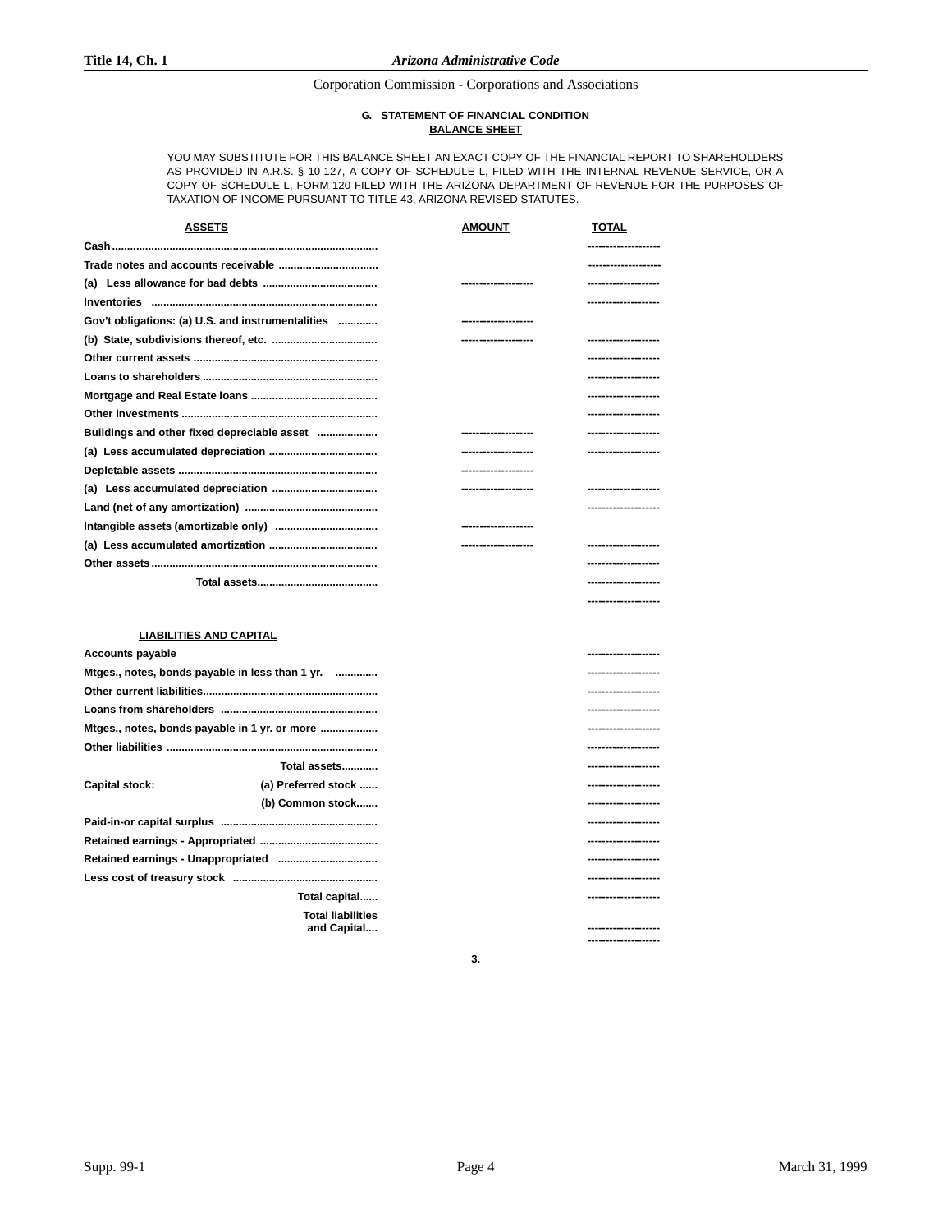### G. STATEMENT OF FINANCIAL CONDITION
### BALANCE SHEET

YOU MAY SUBSTITUTE FOR THIS BALANCE SHEET AN EXACT COPY OF THE FINANCIAL REPORT TO SHAREHOLDERS AS PROVIDED IN A.R.S. § 10-127, A COPY OF SCHEDULE L, FILED WITH THE INTERNAL REVENUE SERVICE, OR A COPY OF SCHEDULE L, FORM 120 FILED WITH THE ARIZONA DEPARTMENT OF REVENUE FOR THE PURPOSES OF TAXATION OF INCOME PURSUANT TO TITLE 43, ARIZONA REVISED STATUTES.

| ASSETS | AMOUNT | TOTAL |
|---|---|---|
| Cash........................................................................................ | | -------------------- |
| Trade notes and accounts receivable ................................ | | -------------------- |
| (a) Less allowance for bad debts ..................................... | -------------------- | -------------------- |
| Inventories ......................................................................... | | -------------------- |
| Gov't obligations: (a) U.S. and instrumentalities ............ | -------------------- | |
| (b) State, subdivisions thereof, etc. .................................. | -------------------- | -------------------- |
| Other current assets ........................................................... | | -------------------- |
| Loans to shareholders ......................................................... | | -------------------- |
| Mortgage and Real Estate loans .......................................... | | -------------------- |
| Other investments ................................................................ | | -------------------- |
| Buildings and other fixed depreciable asset .................... | -------------------- | -------------------- |
| (a) Less accumulated depreciation ................................... | -------------------- | -------------------- |
| Depletable assets ................................................................. | -------------------- | |
| (a) Less accumulated depreciation .................................. | -------------------- | -------------------- |
| Land (net of any amortization) ........................................... | | -------------------- |
| Intangible assets (amortizable only) ................................. | -------------------- | |
| (a) Less accumulated amortization ................................... | -------------------- | -------------------- |
| Other assets.......................................................................... | | -------------------- |
| Total assets........................................ | | -------------------- |
| | | -------------------- |

| LIABILITIES AND CAPITAL | | |
|---|---|---|
| Accounts payable | | -------------------- |
| Mtges., notes, bonds payable in less than 1 yr. ............. | | -------------------- |
| Other current liabilities......................................................... | | -------------------- |
| Loans from shareholders ................................................... | | -------------------- |
| Mtges., notes, bonds payable in 1 yr. or more .................. | | -------------------- |
| Other liabilities ..................................................................... | | -------------------- |
| Total assets............ | | -------------------- |
| Capital stock: (a) Preferred stock ...... | | -------------------- |
| (b) Common stock....... | | -------------------- |
| Paid-in-or capital surplus ................................................... | | -------------------- |
| Retained earnings - Appropriated ...................................... | | -------------------- |
| Retained earnings - Unappropriated ................................ | | -------------------- |
| Less cost of treasury stock ................................................ | | -------------------- |
| Total capital...... | | -------------------- |
| Total liabilities and Capital.... | | -------------------- |
| | | -------------------- |

3.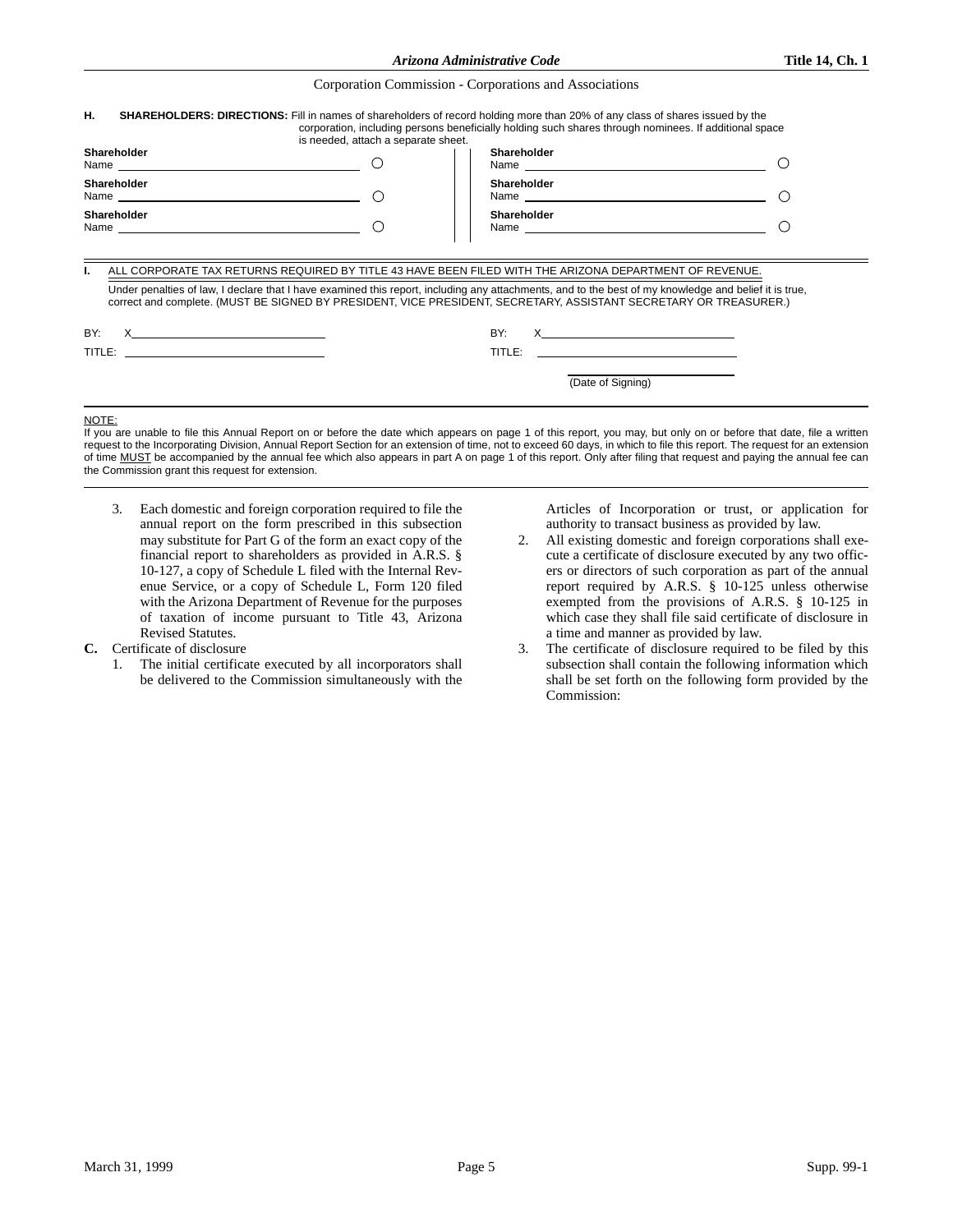**H. SHAREHOLDERS: DIRECTIONS:** Fill in names of shareholders of record holding more than 20% of any class of shares issued by the corporation, including persons beneficially holding such shares through nominees. If additional space is needed, attach a separate sheet.

| | |
|---|---|
| **Shareholder** Name ______________________ ○ | **Shareholder** Name ______________________ ○ |
| **Shareholder** Name ______________________ ○ | **Shareholder** Name ______________________ ○ |
| **Shareholder** Name ______________________ ○ | **Shareholder** Name ______________________ ○ |

**I.** ALL CORPORATE TAX RETURNS REQUIRED BY TITLE 43 HAVE BEEN FILED WITH THE ARIZONA DEPARTMENT OF REVENUE.

Under penalties of law, I declare that I have examined this report, including any attachments, and to the best of my knowledge and belief it is true, correct and complete. (MUST BE SIGNED BY PRESIDENT, VICE PRESIDENT, SECRETARY, ASSISTANT SECRETARY OR TREASURER.)

| | |
|---|---|
| BY: X______________________ | BY: X______________________ |
| TITLE: ______________________ | TITLE: ______________________ |
| | ______________________ (Date of Signing) |

NOTE:

If you are unable to file this Annual Report on or before the date which appears on page 1 of this report, you may, but only on or before that date, file a written request to the Incorporating Division, Annual Report Section for an extension of time, not to exceed 60 days, in which to file this report. The request for an extension of time MUST be accompanied by the annual fee which also appears in part A on page 1 of this report. Only after filing that request and paying the annual fee can the Commission grant this request for extension.

3. Each domestic and foreign corporation required to file the annual report on the form prescribed in this subsection may substitute for Part G of the form an exact copy of the financial report to shareholders as provided in A.R.S. § 10-127, a copy of Schedule L filed with the Internal Revenue Service, or a copy of Schedule L, Form 120 filed with the Arizona Department of Revenue for the purposes of taxation of income pursuant to Title 43, Arizona Revised Statutes.

**C.** Certificate of disclosure

1. The initial certificate executed by all incorporators shall be delivered to the Commission simultaneously with the Articles of Incorporation or trust, or application for authority to transact business as provided by law.
2. All existing domestic and foreign corporations shall execute a certificate of disclosure executed by any two officers or directors of such corporation as part of the annual report required by A.R.S. § 10-125 unless otherwise exempted from the provisions of A.R.S. § 10-125 in which case they shall file said certificate of disclosure in a time and manner as provided by law.
3. The certificate of disclosure required to be filed by this subsection shall contain the following information which shall be set forth on the following form provided by the Commission: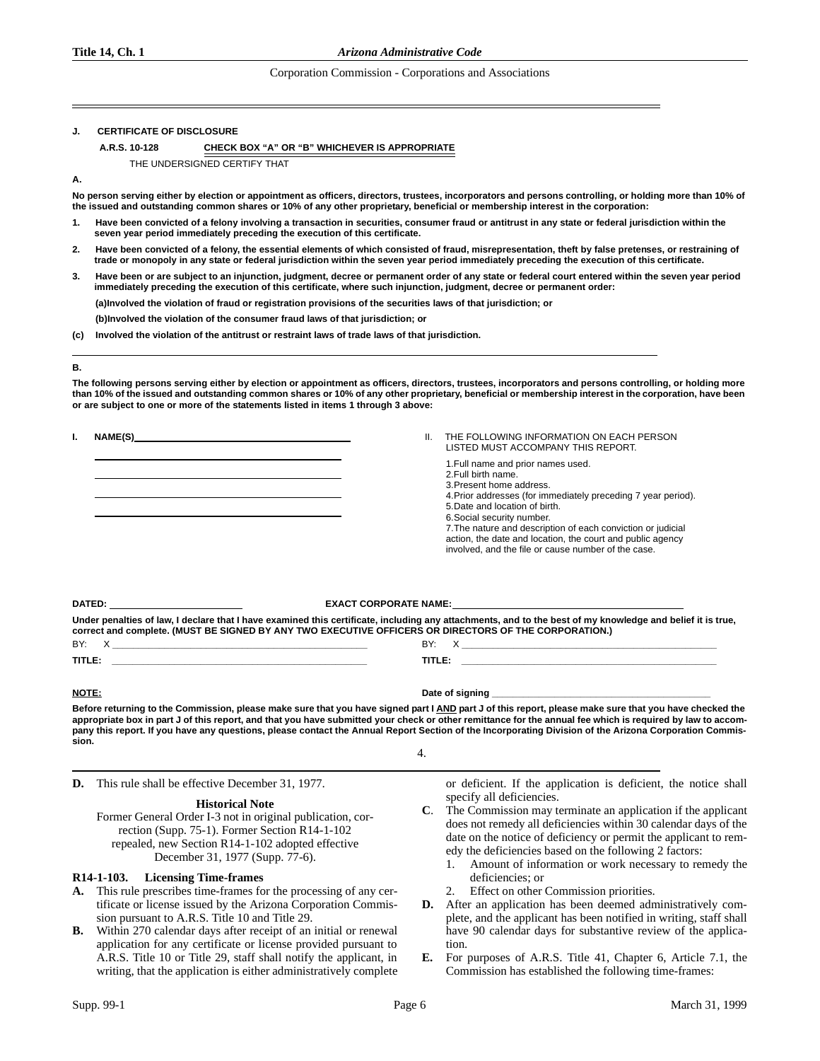**J. CERTIFICATE OF DISCLOSURE**

**A.R.S. 10-128** **CHECK BOX "A" OR "B" WHICHEVER IS APPROPRIATE**

THE UNDERSIGNED CERTIFY THAT

**A.**

**No person serving either by election or appointment as officers, directors, trustees, incorporators and persons controlling, or holding more than 10% of the issued and outstanding common shares or 10% of any other proprietary, beneficial or membership interest in the corporation:**

1. **Have been convicted of a felony involving a transaction in securities, consumer fraud or antitrust in any state or federal jurisdiction within the seven year period immediately preceding the execution of this certificate.**
2. **Have been convicted of a felony, the essential elements of which consisted of fraud, misrepresentation, theft by false pretenses, or restraining of trade or monopoly in any state or federal jurisdiction within the seven year period immediately preceding the execution of this certificate.**
3. **Have been or are subject to an injunction, judgment, decree or permanent order of any state or federal court entered within the seven year period immediately preceding the execution of this certificate, where such injunction, judgment, decree or permanent order:**

   **(a)Involved the violation of fraud or registration provisions of the securities laws of that jurisdiction; or**

   **(b)Involved the violation of the consumer fraud laws of that jurisdiction; or**

**(c) Involved the violation of the antitrust or restraint laws of trade laws of that jurisdiction.**

**B.**

**The following persons serving either by election or appointment as officers, directors, trustees, incorporators and persons controlling, or holding more than 10% of the issued and outstanding common shares or 10% of any other proprietary, beneficial or membership interest in the corporation, have been or are subject to one or more of the statements listed in items 1 through 3 above:**

**I. NAME(S)**\_\_\_\_\_\_\_\_\_\_\_\_\_\_\_\_\_\_\_\_\_\_\_\_\_\_\_\_\_\_

\_\_\_\_\_\_\_\_\_\_\_\_\_\_\_\_\_\_\_\_\_\_\_\_\_\_\_\_\_\_

\_\_\_\_\_\_\_\_\_\_\_\_\_\_\_\_\_\_\_\_\_\_\_\_\_\_\_\_\_\_

\_\_\_\_\_\_\_\_\_\_\_\_\_\_\_\_\_\_\_\_\_\_\_\_\_\_\_\_\_\_

\_\_\_\_\_\_\_\_\_\_\_\_\_\_\_\_\_\_\_\_\_\_\_\_\_\_\_\_\_\_

II. THE FOLLOWING INFORMATION ON EACH PERSON LISTED MUST ACCOMPANY THIS REPORT.

1. Full name and prior names used.
2. Full birth name.
3. Present home address.
4. Prior addresses (for immediately preceding 7 year period).
5. Date and location of birth.
6. Social security number.
7. The nature and description of each conviction or judicial action, the date and location, the court and public agency involved, and the file or cause number of the case.

**DATED:** \_\_\_\_\_\_\_\_\_\_\_\_\_\_\_\_\_\_\_\_ **EXACT CORPORATE NAME:** \_\_\_\_\_\_\_\_\_\_\_\_\_\_\_\_\_\_\_\_\_\_\_\_\_\_\_\_\_\_

**Under penalties of law, I declare that I have examined this certificate, including any attachments, and to the best of my knowledge and belief it is true, correct and complete. (MUST BE SIGNED BY ANY TWO EXECUTIVE OFFICERS OR DIRECTORS OF THE CORPORATION.)**

BY: X \_\_\_\_\_\_\_\_\_\_\_\_\_\_\_\_\_\_\_\_\_\_\_\_\_\_\_\_\_\_ BY: X \_\_\_\_\_\_\_\_\_\_\_\_\_\_\_\_\_\_\_\_\_\_\_\_\_\_\_\_\_\_

**TITLE:** \_\_\_\_\_\_\_\_\_\_\_\_\_\_\_\_\_\_\_\_\_\_\_\_\_\_\_\_\_\_ **TITLE:** \_\_\_\_\_\_\_\_\_\_\_\_\_\_\_\_\_\_\_\_\_\_\_\_\_\_\_\_\_\_

**NOTE:** **Date of signing** \_\_\_\_\_\_\_\_\_\_\_\_\_\_\_\_\_\_\_\_\_\_\_\_\_\_\_\_\_\_

**Before returning to the Commission, please make sure that you have signed part I AND part J of this report, please make sure that you have checked the appropriate box in part J of this report, and that you have submitted your check or other remittance for the annual fee which is required by law to accompany this report. If you have any questions, please contact the Annual Report Section of the Incorporating Division of the Arizona Corporation Commission.**

4.

**D.** This rule shall be effective December 31, 1977.

**Historical Note**

Former General Order I-3 not in original publication, correction (Supp. 75-1). Former Section R14-1-102 repealed, new Section R14-1-102 adopted effective December 31, 1977 (Supp. 77-6).

### R14-1-103. Licensing Time-frames

**A.** This rule prescribes time-frames for the processing of any certificate or license issued by the Arizona Corporation Commission pursuant to A.R.S. Title 10 and Title 29.

**B.** Within 270 calendar days after receipt of an initial or renewal application for any certificate or license provided pursuant to A.R.S. Title 10 or Title 29, staff shall notify the applicant, in writing, that the application is either administratively complete or deficient. If the application is deficient, the notice shall specify all deficiencies.

**C.** The Commission may terminate an application if the applicant does not remedy all deficiencies within 30 calendar days of the date on the notice of deficiency or permit the applicant to remedy the deficiencies based on the following 2 factors:

1. Amount of information or work necessary to remedy the deficiencies; or
2. Effect on other Commission priorities.

**D.** After an application has been deemed administratively complete, and the applicant has been notified in writing, staff shall have 90 calendar days for substantive review of the application.

**E.** For purposes of A.R.S. Title 41, Chapter 6, Article 7.1, the Commission has established the following time-frames: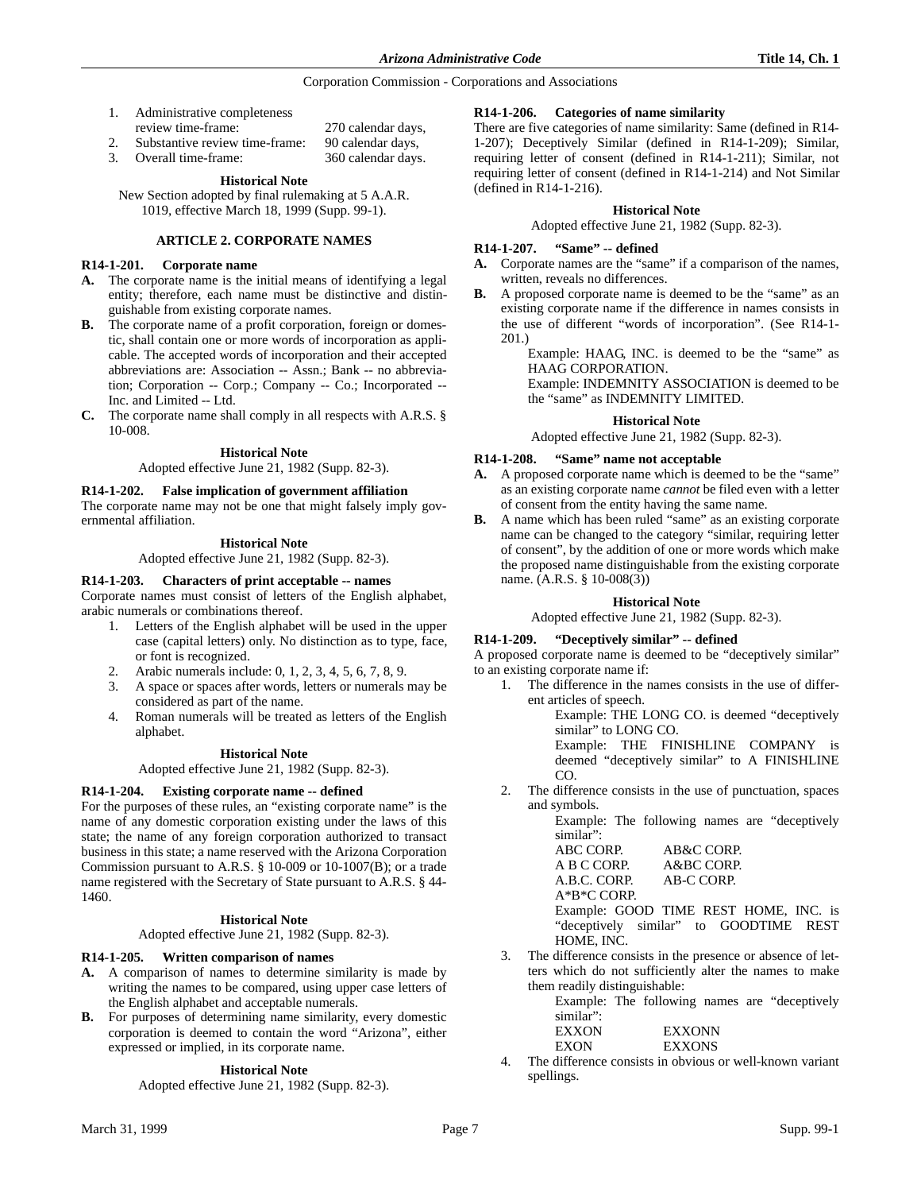1. Administrative completeness review time-frame: 270 calendar days,
2. Substantive review time-frame: 90 calendar days,
3. Overall time-frame: 360 calendar days.

**Historical Note**

New Section adopted by final rulemaking at 5 A.A.R. 1019, effective March 18, 1999 (Supp. 99-1).

## ARTICLE 2. CORPORATE NAMES

### R14-1-201. Corporate name

**A.** The corporate name is the initial means of identifying a legal entity; therefore, each name must be distinctive and distinguishable from existing corporate names.

**B.** The corporate name of a profit corporation, foreign or domestic, shall contain one or more words of incorporation as applicable. The accepted words of incorporation and their accepted abbreviations are: Association -- Assn.; Bank -- no abbreviation; Corporation -- Corp.; Company -- Co.; Incorporated -- Inc. and Limited -- Ltd.

**C.** The corporate name shall comply in all respects with A.R.S. § 10-008.

**Historical Note**

Adopted effective June 21, 1982 (Supp. 82-3).

### R14-1-202. False implication of government affiliation

The corporate name may not be one that might falsely imply governmental affiliation.

**Historical Note**

Adopted effective June 21, 1982 (Supp. 82-3).

### R14-1-203. Characters of print acceptable -- names

Corporate names must consist of letters of the English alphabet, arabic numerals or combinations thereof.

1. Letters of the English alphabet will be used in the upper case (capital letters) only. No distinction as to type, face, or font is recognized.
2. Arabic numerals include: 0, 1, 2, 3, 4, 5, 6, 7, 8, 9.
3. A space or spaces after words, letters or numerals may be considered as part of the name.
4. Roman numerals will be treated as letters of the English alphabet.

**Historical Note**

Adopted effective June 21, 1982 (Supp. 82-3).

### R14-1-204. Existing corporate name -- defined

For the purposes of these rules, an "existing corporate name" is the name of any domestic corporation existing under the laws of this state; the name of any foreign corporation authorized to transact business in this state; a name reserved with the Arizona Corporation Commission pursuant to A.R.S. § 10-009 or 10-1007(B); or a trade name registered with the Secretary of State pursuant to A.R.S. § 44-1460.

**Historical Note**

Adopted effective June 21, 1982 (Supp. 82-3).

### R14-1-205. Written comparison of names

**A.** A comparison of names to determine similarity is made by writing the names to be compared, using upper case letters of the English alphabet and acceptable numerals.

**B.** For purposes of determining name similarity, every domestic corporation is deemed to contain the word "Arizona", either expressed or implied, in its corporate name.

**Historical Note**

Adopted effective June 21, 1982 (Supp. 82-3).

### R14-1-206. Categories of name similarity

There are five categories of name similarity: Same (defined in R14-1-207); Deceptively Similar (defined in R14-1-209); Similar, requiring letter of consent (defined in R14-1-211); Similar, not requiring letter of consent (defined in R14-1-214) and Not Similar (defined in R14-1-216).

**Historical Note**

Adopted effective June 21, 1982 (Supp. 82-3).

### R14-1-207. "Same" -- defined

**A.** Corporate names are the "same" if a comparison of the names, written, reveals no differences.

**B.** A proposed corporate name is deemed to be the "same" as an existing corporate name if the difference in names consists in the use of different "words of incorporation". (See R14-1-201.)

Example: HAAG, INC. is deemed to be the "same" as HAAG CORPORATION.

Example: INDEMNITY ASSOCIATION is deemed to be the "same" as INDEMNITY LIMITED.

**Historical Note**

Adopted effective June 21, 1982 (Supp. 82-3).

### R14-1-208. "Same" name not acceptable

**A.** A proposed corporate name which is deemed to be the "same" as an existing corporate name *cannot* be filed even with a letter of consent from the entity having the same name.

**B.** A name which has been ruled "same" as an existing corporate name can be changed to the category "similar, requiring letter of consent", by the addition of one or more words which make the proposed name distinguishable from the existing corporate name. (A.R.S. § 10-008(3))

**Historical Note**

Adopted effective June 21, 1982 (Supp. 82-3).

### R14-1-209. "Deceptively similar" -- defined

A proposed corporate name is deemed to be "deceptively similar" to an existing corporate name if:

1. The difference in the names consists in the use of different articles of speech.

   Example: THE LONG CO. is deemed "deceptively similar" to LONG CO.

   Example: THE FINISHLINE COMPANY is deemed "deceptively similar" to A FINISHLINE CO.

2. The difference consists in the use of punctuation, spaces and symbols.

   Example: The following names are "deceptively similar":

   | | |
   |---|---|
   | ABC CORP. | AB&C CORP. |
   | A B C CORP. | A&BC CORP. |
   | A.B.C. CORP. | AB-C CORP. |
   | A*B*C CORP. | |

   Example: GOOD TIME REST HOME, INC. is "deceptively similar" to GOODTIME REST HOME, INC.

3. The difference consists in the presence or absence of letters which do not sufficiently alter the names to make them readily distinguishable:

   Example: The following names are "deceptively similar":

   | | |
   |---|---|
   | EXXON | EXXONN |
   | EXON | EXXONS |

4. The difference consists in obvious or well-known variant spellings.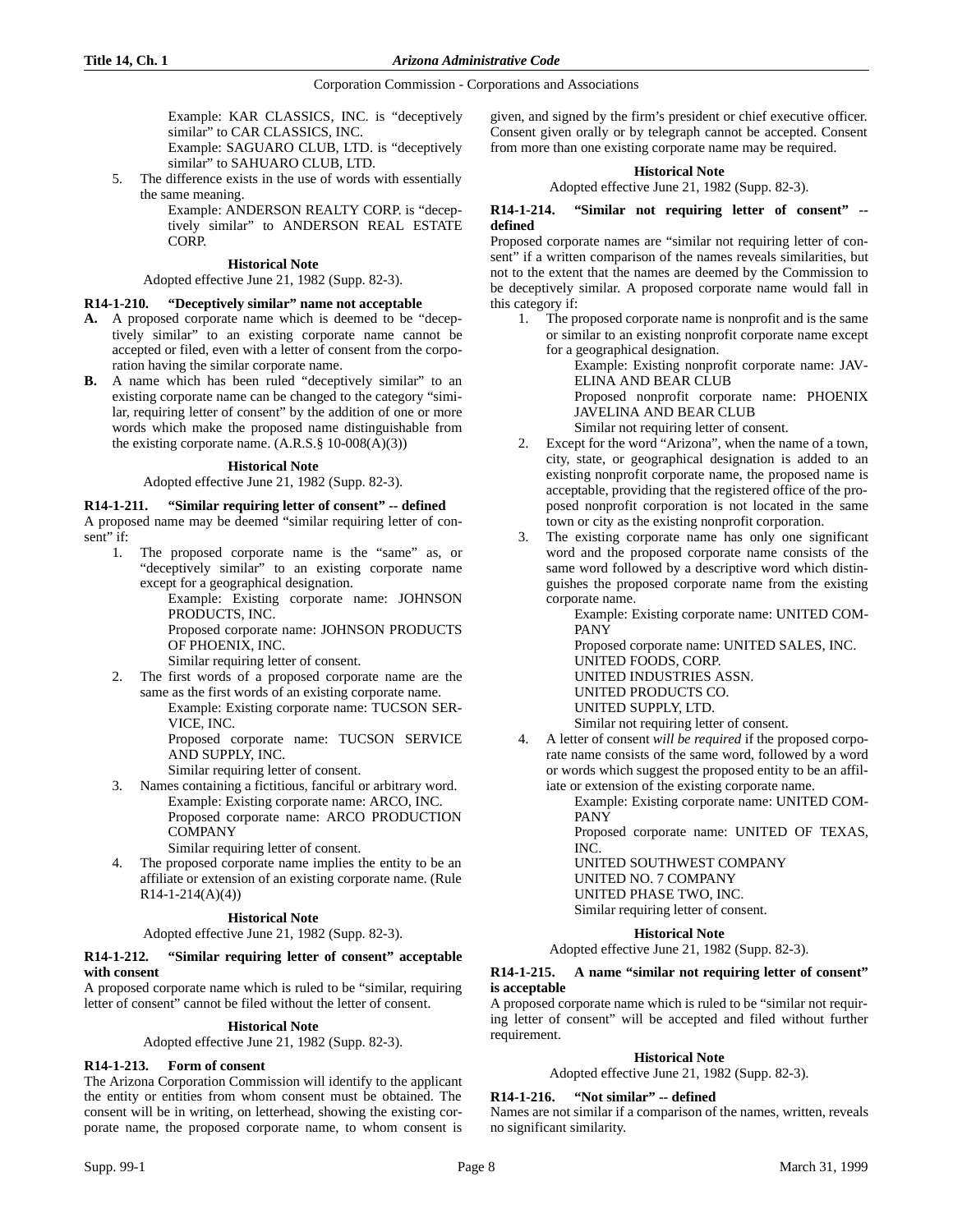Example: KAR CLASSICS, INC. is "deceptively similar" to CAR CLASSICS, INC.

Example: SAGUARO CLUB, LTD. is "deceptively similar" to SAHUARO CLUB, LTD.

5. The difference exists in the use of words with essentially the same meaning.

   Example: ANDERSON REALTY CORP. is "deceptively similar" to ANDERSON REAL ESTATE CORP.

**Historical Note**

Adopted effective June 21, 1982 (Supp. 82-3).

### R14-1-210. "Deceptively similar" name not acceptable

**A.** A proposed corporate name which is deemed to be "deceptively similar" to an existing corporate name cannot be accepted or filed, even with a letter of consent from the corporation having the similar corporate name.

**B.** A name which has been ruled "deceptively similar" to an existing corporate name can be changed to the category "similar, requiring letter of consent" by the addition of one or more words which make the proposed name distinguishable from the existing corporate name. (A.R.S.§ 10-008(A)(3))

**Historical Note**

Adopted effective June 21, 1982 (Supp. 82-3).

### R14-1-211. "Similar requiring letter of consent" -- defined

A proposed name may be deemed "similar requiring letter of consent" if:

1. The proposed corporate name is the "same" as, or "deceptively similar" to an existing corporate name except for a geographical designation.

   Example: Existing corporate name: JOHNSON PRODUCTS, INC.

   Proposed corporate name: JOHNSON PRODUCTS OF PHOENIX, INC.

   Similar requiring letter of consent.

2. The first words of a proposed corporate name are the same as the first words of an existing corporate name.

   Example: Existing corporate name: TUCSON SERVICE, INC.

   Proposed corporate name: TUCSON SERVICE AND SUPPLY, INC.

   Similar requiring letter of consent.

3. Names containing a fictitious, fanciful or arbitrary word.

   Example: Existing corporate name: ARCO, INC.

   Proposed corporate name: ARCO PRODUCTION COMPANY

   Similar requiring letter of consent.

4. The proposed corporate name implies the entity to be an affiliate or extension of an existing corporate name. (Rule R14-1-214(A)(4))

**Historical Note**

Adopted effective June 21, 1982 (Supp. 82-3).

### R14-1-212. "Similar requiring letter of consent" acceptable with consent

A proposed corporate name which is ruled to be "similar, requiring letter of consent" cannot be filed without the letter of consent.

**Historical Note**

Adopted effective June 21, 1982 (Supp. 82-3).

### R14-1-213. Form of consent

The Arizona Corporation Commission will identify to the applicant the entity or entities from whom consent must be obtained. The consent will be in writing, on letterhead, showing the existing corporate name, the proposed corporate name, to whom consent is given, and signed by the firm's president or chief executive officer. Consent given orally or by telegraph cannot be accepted. Consent from more than one existing corporate name may be required.

**Historical Note**

Adopted effective June 21, 1982 (Supp. 82-3).

### R14-1-214. "Similar not requiring letter of consent" -- defined

Proposed corporate names are "similar not requiring letter of consent" if a written comparison of the names reveals similarities, but not to the extent that the names are deemed by the Commission to be deceptively similar. A proposed corporate name would fall in this category if:

1. The proposed corporate name is nonprofit and is the same or similar to an existing nonprofit corporate name except for a geographical designation.

   Example: Existing nonprofit corporate name: JAVELINA AND BEAR CLUB

   Proposed nonprofit corporate name: PHOENIX JAVELINA AND BEAR CLUB

   Similar not requiring letter of consent.

2. Except for the word "Arizona", when the name of a town, city, state, or geographical designation is added to an existing nonprofit corporate name, the proposed name is acceptable, providing that the registered office of the proposed nonprofit corporation is not located in the same town or city as the existing nonprofit corporation.

3. The existing corporate name has only one significant word and the proposed corporate name consists of the same word followed by a descriptive word which distinguishes the proposed corporate name from the existing corporate name.

   Example: Existing corporate name: UNITED COMPANY

   Proposed corporate name: UNITED SALES, INC.

   UNITED FOODS, CORP.

   UNITED INDUSTRIES ASSN.

   UNITED PRODUCTS CO.

   UNITED SUPPLY, LTD.

   Similar not requiring letter of consent.

4. A letter of consent *will be required* if the proposed corporate name consists of the same word, followed by a word or words which suggest the proposed entity to be an affiliate or extension of the existing corporate name.

   Example: Existing corporate name: UNITED COMPANY

   Proposed corporate name: UNITED OF TEXAS, INC.

   UNITED SOUTHWEST COMPANY

   UNITED NO. 7 COMPANY

   UNITED PHASE TWO, INC.

   Similar requiring letter of consent.

**Historical Note**

Adopted effective June 21, 1982 (Supp. 82-3).

### R14-1-215. A name "similar not requiring letter of consent" is acceptable

A proposed corporate name which is ruled to be "similar not requiring letter of consent" will be accepted and filed without further requirement.

**Historical Note**

Adopted effective June 21, 1982 (Supp. 82-3).

### R14-1-216. "Not similar" -- defined

Names are not similar if a comparison of the names, written, reveals no significant similarity.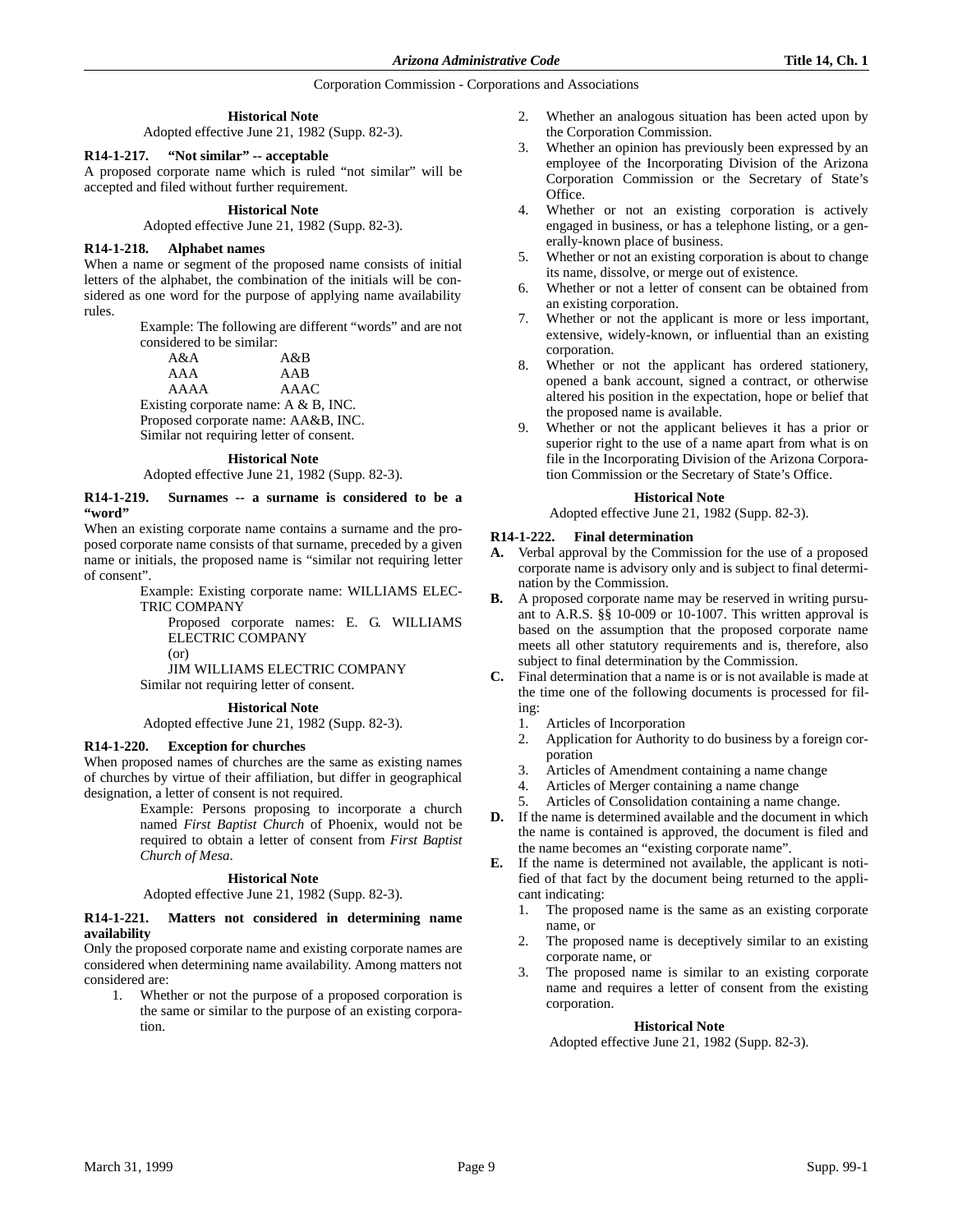**Historical Note**

Adopted effective June 21, 1982 (Supp. 82-3).

### R14-1-217. "Not similar" -- acceptable

A proposed corporate name which is ruled "not similar" will be accepted and filed without further requirement.

**Historical Note**

Adopted effective June 21, 1982 (Supp. 82-3).

### R14-1-218. Alphabet names

When a name or segment of the proposed name consists of initial letters of the alphabet, the combination of the initials will be considered as one word for the purpose of applying name availability rules.

Example: The following are different "words" and are not considered to be similar:

| | |
|---|---|
| A&A | A&B |
| AAA | AAB |
| AAAA | AAAC |

Existing corporate name: A & B, INC.
Proposed corporate name: AA&B, INC.
Similar not requiring letter of consent.

**Historical Note**

Adopted effective June 21, 1982 (Supp. 82-3).

### R14-1-219. Surnames -- a surname is considered to be a "word"

When an existing corporate name contains a surname and the proposed corporate name consists of that surname, preceded by a given name or initials, the proposed name is "similar not requiring letter of consent".

Example: Existing corporate name: WILLIAMS ELECTRIC COMPANY

Proposed corporate names: E. G. WILLIAMS ELECTRIC COMPANY
(or)
JIM WILLIAMS ELECTRIC COMPANY

Similar not requiring letter of consent.

**Historical Note**

Adopted effective June 21, 1982 (Supp. 82-3).

### R14-1-220. Exception for churches

When proposed names of churches are the same as existing names of churches by virtue of their affiliation, but differ in geographical designation, a letter of consent is not required.

Example: Persons proposing to incorporate a church named *First Baptist Church* of Phoenix, would not be required to obtain a letter of consent from *First Baptist Church of Mesa*.

**Historical Note**

Adopted effective June 21, 1982 (Supp. 82-3).

### R14-1-221. Matters not considered in determining name availability

Only the proposed corporate name and existing corporate names are considered when determining name availability. Among matters not considered are:

1. Whether or not the purpose of a proposed corporation is the same or similar to the purpose of an existing corporation.
2. Whether an analogous situation has been acted upon by the Corporation Commission.
3. Whether an opinion has previously been expressed by an employee of the Incorporating Division of the Arizona Corporation Commission or the Secretary of State's Office.
4. Whether or not an existing corporation is actively engaged in business, or has a telephone listing, or a generally-known place of business.
5. Whether or not an existing corporation is about to change its name, dissolve, or merge out of existence.
6. Whether or not a letter of consent can be obtained from an existing corporation.
7. Whether or not the applicant is more or less important, extensive, widely-known, or influential than an existing corporation.
8. Whether or not the applicant has ordered stationery, opened a bank account, signed a contract, or otherwise altered his position in the expectation, hope or belief that the proposed name is available.
9. Whether or not the applicant believes it has a prior or superior right to the use of a name apart from what is on file in the Incorporating Division of the Arizona Corporation Commission or the Secretary of State's Office.

**Historical Note**

Adopted effective June 21, 1982 (Supp. 82-3).

### R14-1-222. Final determination

**A.** Verbal approval by the Commission for the use of a proposed corporate name is advisory only and is subject to final determination by the Commission.

**B.** A proposed corporate name may be reserved in writing pursuant to A.R.S. §§ 10-009 or 10-1007. This written approval is based on the assumption that the proposed corporate name meets all other statutory requirements and is, therefore, also subject to final determination by the Commission.

**C.** Final determination that a name is or is not available is made at the time one of the following documents is processed for filing:

1. Articles of Incorporation
2. Application for Authority to do business by a foreign corporation
3. Articles of Amendment containing a name change
4. Articles of Merger containing a name change
5. Articles of Consolidation containing a name change.

**D.** If the name is determined available and the document in which the name is contained is approved, the document is filed and the name becomes an "existing corporate name".

**E.** If the name is determined not available, the applicant is notified of that fact by the document being returned to the applicant indicating:

1. The proposed name is the same as an existing corporate name, or
2. The proposed name is deceptively similar to an existing corporate name, or
3. The proposed name is similar to an existing corporate name and requires a letter of consent from the existing corporation.

**Historical Note**

Adopted effective June 21, 1982 (Supp. 82-3).